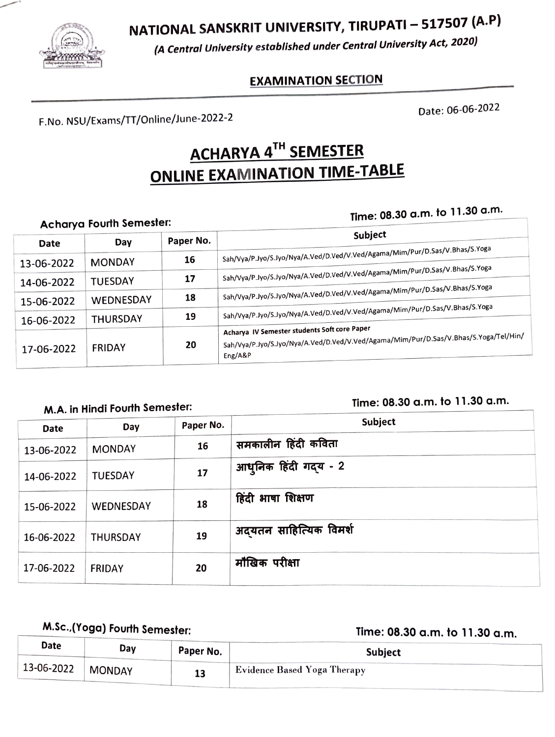# NATIONAL SANSKRIT UNIVERSITY, TIRUPATI – 517507 (A.P)

*(A Central University established under Central University Act, 2020)*

**EXAMINATION SECTION**

F.No. NSU/Exams/TT/Online/June-2022-2

Date: 06-06-2022

## ACHARYA 4TH SEMESTER ONLINE EXAMINATION TIME-TABLE

**Acharya Fourth Semester:**

**Time: 08.30 a.m. to 11.30 a.m.**

| Date | Day | Paper No. | Subject |
|---|---|---|---|
| 13-06-2022 | MONDAY | 16 | Sah/Vya/P.Jyo/S.Jyo/Nya/A.Ved/D.Ved/V.Ved/Agama/Mim/Pur/D.Sas/V.Bhas/S.Yoga |
| 14-06-2022 | TUESDAY | 17 | Sah/Vya/P.Jyo/S.Jyo/Nya/A.Ved/D.Ved/V.Ved/Agama/Mim/Pur/D.Sas/V.Bhas/S.Yoga |
| 15-06-2022 | WEDNESDAY | 18 | Sah/Vya/P.Jyo/S.Jyo/Nya/A.Ved/D.Ved/V.Ved/Agama/Mim/Pur/D.Sas/V.Bhas/S.Yoga |
| 16-06-2022 | THURSDAY | 19 | Sah/Vya/P.Jyo/S.Jyo/Nya/A.Ved/D.Ved/V.Ved/Agama/Mim/Pur/D.Sas/V.Bhas/S.Yoga |
| 17-06-2022 | FRIDAY | 20 | **Acharya IV Semester students Soft core Paper** Sah/Vya/P.Jyo/S.Jyo/Nya/A.Ved/D.Ved/V.Ved/Agama/Mim/Pur/D.Sas/V.Bhas/S.Yoga/Tel/Hin/Eng/A&P |

**M.A. in Hindi Fourth Semester:**

**Time: 08.30 a.m. to 11.30 a.m.**

| Date | Day | Paper No. | Subject |
|---|---|---|---|
| 13-06-2022 | MONDAY | 16 | समकालीन हिंदी कविता |
| 14-06-2022 | TUESDAY | 17 | आधुनिक हिंदी गद्य - 2 |
| 15-06-2022 | WEDNESDAY | 18 | हिंदी भाषा शिक्षण |
| 16-06-2022 | THURSDAY | 19 | अद्यतन साहित्यिक विमर्श |
| 17-06-2022 | FRIDAY | 20 | मौखिक परीक्षा |

**M.Sc.,(Yoga) Fourth Semester:**

**Time: 08.30 a.m. to 11.30 a.m.**

| Date | Day | Paper No. | Subject |
|---|---|---|---|
| 13-06-2022 | MONDAY | 13 | Evidence Based Yoga Therapy |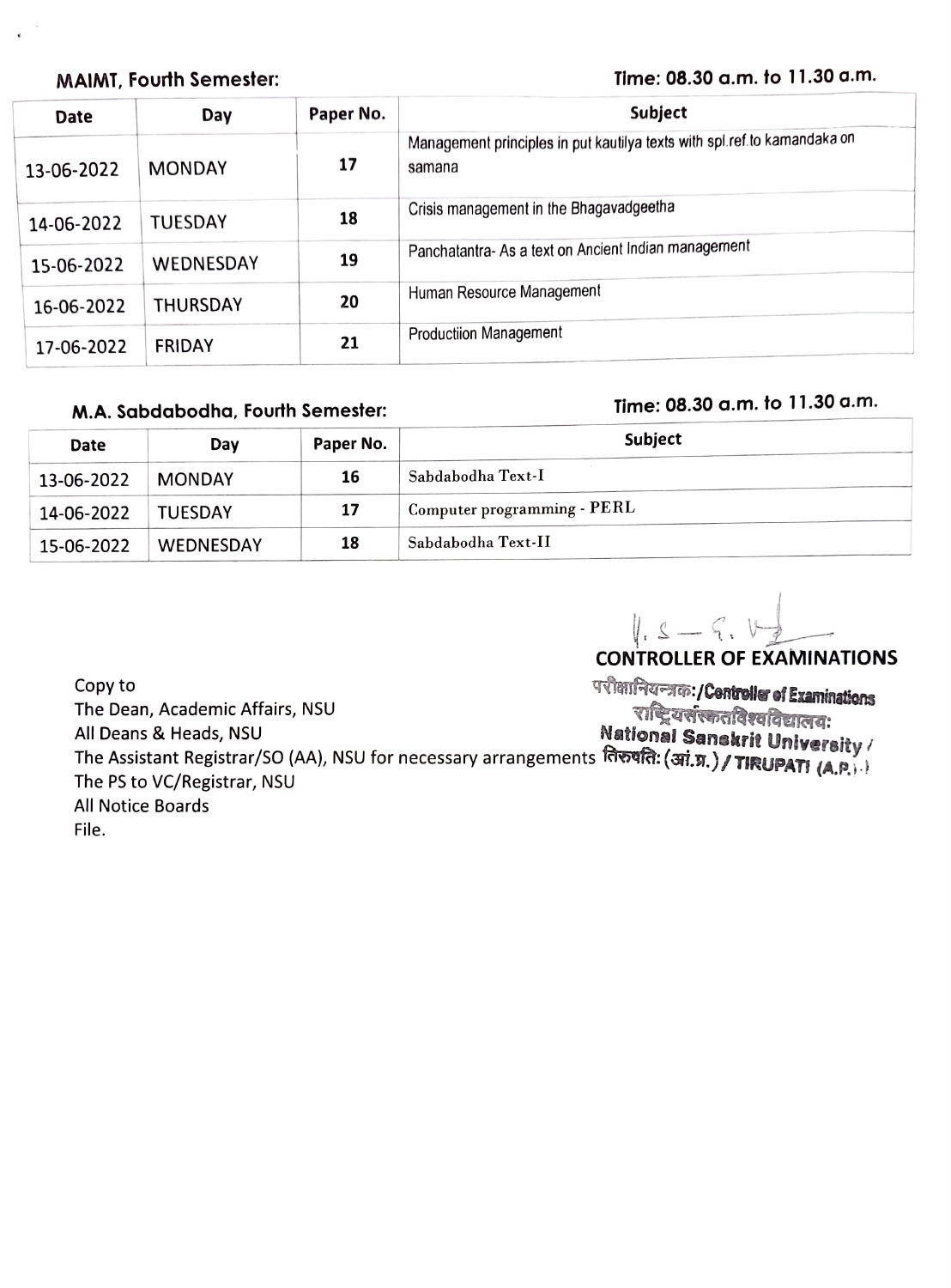**MAIMT, Fourth Semester:** **Time: 08.30 a.m. to 11.30 a.m.**

| Date | Day | Paper No. | Subject |
|---|---|---|---|
| 13-06-2022 | MONDAY | 17 | Management principles in put kautilya texts with spl.ref.to kamandaka on samana |
| 14-06-2022 | TUESDAY | 18 | Crisis management in the Bhagavadgeetha |
| 15-06-2022 | WEDNESDAY | 19 | Panchatantra- As a text on Ancient Indian management |
| 16-06-2022 | THURSDAY | 20 | Human Resource Management |
| 17-06-2022 | FRIDAY | 21 | Productiion Management |

**M.A. Sabdabodha, Fourth Semester:** **Time: 08.30 a.m. to 11.30 a.m.**

| Date | Day | Paper No. | Subject |
|---|---|---|---|
| 13-06-2022 | MONDAY | 16 | Sabdabodha Text-I |
| 14-06-2022 | TUESDAY | 17 | Computer programming - PERL |
| 15-06-2022 | WEDNESDAY | 18 | Sabdabodha Text-II |

**CONTROLLER OF EXAMINATIONS**

परीक्षानियन्त्रकः/Controller of Examinations
राष्ट्रियसंस्कृतविश्वविद्यालयः
National Sanskrit University/
तिरुपतिः (आं.प्र.)/TIRUPATI (A.P.)

Copy to
The Dean, Academic Affairs, NSU
All Deans & Heads, NSU
The Assistant Registrar/SO (AA), NSU for necessary arrangements
The PS to VC/Registrar, NSU
All Notice Boards
File.